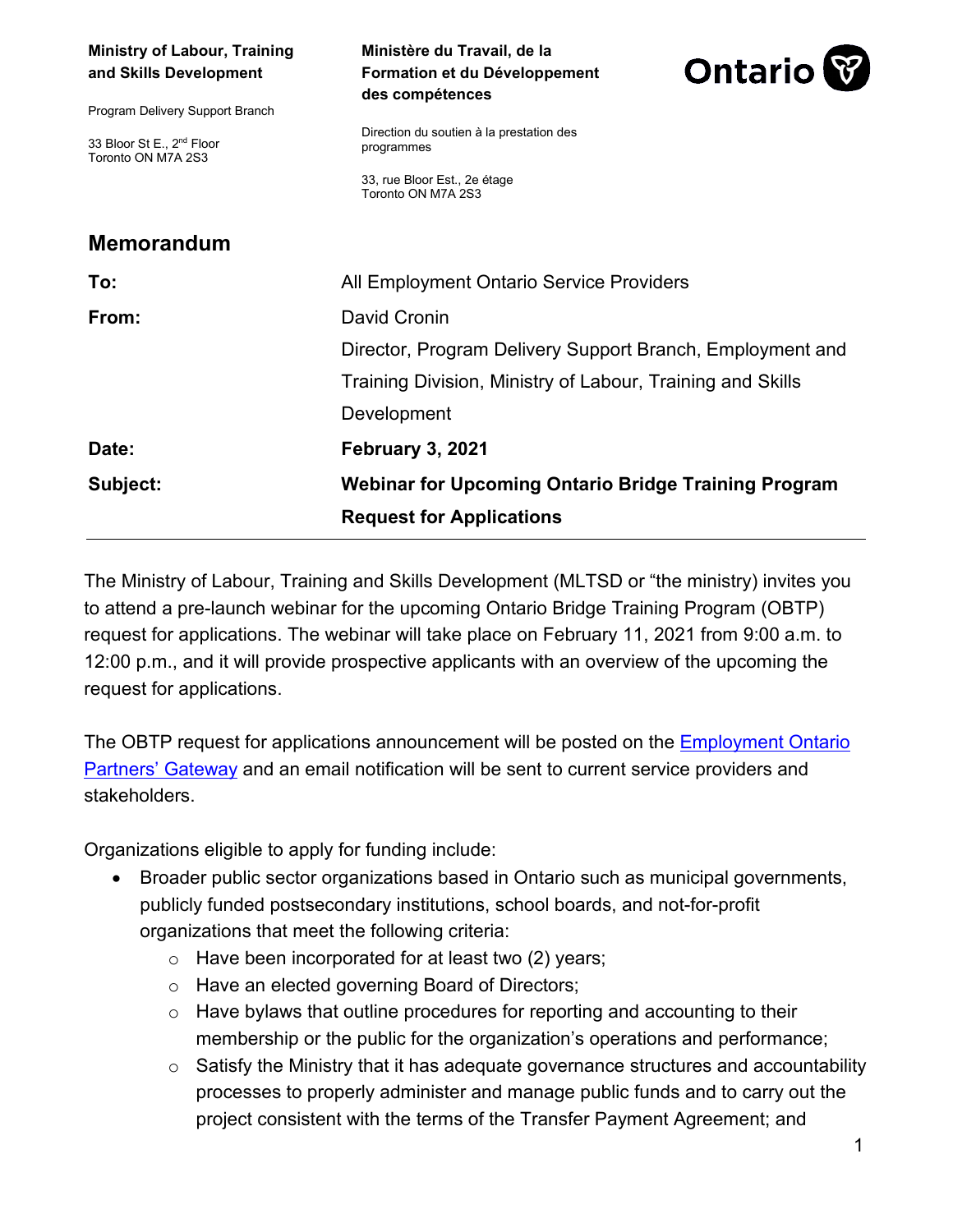**Ministry of Labour, Training and Skills Development**

Program Delivery Support Branch

33 Bloor St E., 2nd Floor
Toronto ON M7A 2S3

**Ministère du Travail, de la Formation et du Développement des compétences**

Direction du soutien à la prestation des programmes

33, rue Bloor Est., 2e étage
Toronto ON M7A 2S3

Ontario

## Memorandum

| | |
|---|---|
| **To:** | All Employment Ontario Service Providers |
| **From:** | David Cronin<br>Director, Program Delivery Support Branch, Employment and Training Division, Ministry of Labour, Training and Skills Development |
| **Date:** | **February 3, 2021** |
| **Subject:** | **Webinar for Upcoming Ontario Bridge Training Program Request for Applications** |

The Ministry of Labour, Training and Skills Development (MLTSD or "the ministry) invites you to attend a pre-launch webinar for the upcoming Ontario Bridge Training Program (OBTP) request for applications. The webinar will take place on February 11, 2021 from 9:00 a.m. to 12:00 p.m., and it will provide prospective applicants with an overview of the upcoming the request for applications.

The OBTP request for applications announcement will be posted on the Employment Ontario Partners' Gateway and an email notification will be sent to current service providers and stakeholders.

Organizations eligible to apply for funding include:

- Broader public sector organizations based in Ontario such as municipal governments, publicly funded postsecondary institutions, school boards, and not-for-profit organizations that meet the following criteria:
  - Have been incorporated for at least two (2) years;
  - Have an elected governing Board of Directors;
  - Have bylaws that outline procedures for reporting and accounting to their membership or the public for the organization's operations and performance;
  - Satisfy the Ministry that it has adequate governance structures and accountability processes to properly administer and manage public funds and to carry out the project consistent with the terms of the Transfer Payment Agreement; and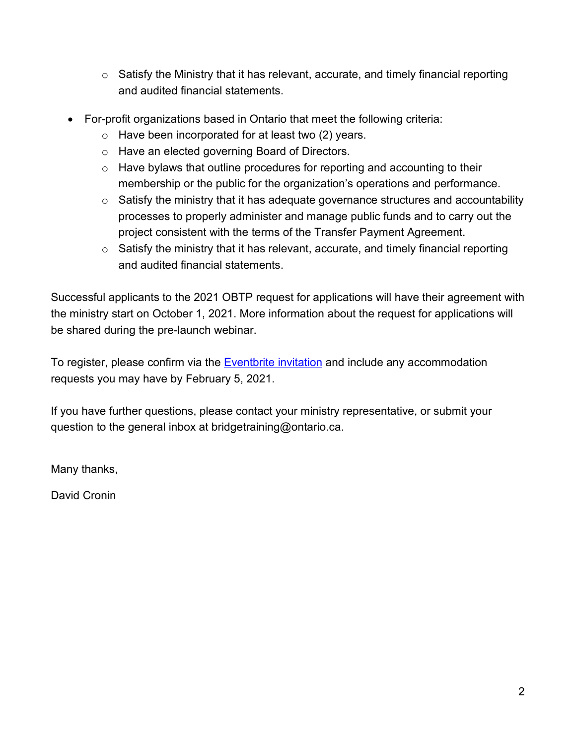- Satisfy the Ministry that it has relevant, accurate, and timely financial reporting and audited financial statements.

- For-profit organizations based in Ontario that meet the following criteria:
  - Have been incorporated for at least two (2) years.
  - Have an elected governing Board of Directors.
  - Have bylaws that outline procedures for reporting and accounting to their membership or the public for the organization's operations and performance.
  - Satisfy the ministry that it has adequate governance structures and accountability processes to properly administer and manage public funds and to carry out the project consistent with the terms of the Transfer Payment Agreement.
  - Satisfy the ministry that it has relevant, accurate, and timely financial reporting and audited financial statements.

Successful applicants to the 2021 OBTP request for applications will have their agreement with the ministry start on October 1, 2021. More information about the request for applications will be shared during the pre-launch webinar.

To register, please confirm via the Eventbrite invitation and include any accommodation requests you may have by February 5, 2021.

If you have further questions, please contact your ministry representative, or submit your question to the general inbox at bridgetraining@ontario.ca.

Many thanks,

David Cronin